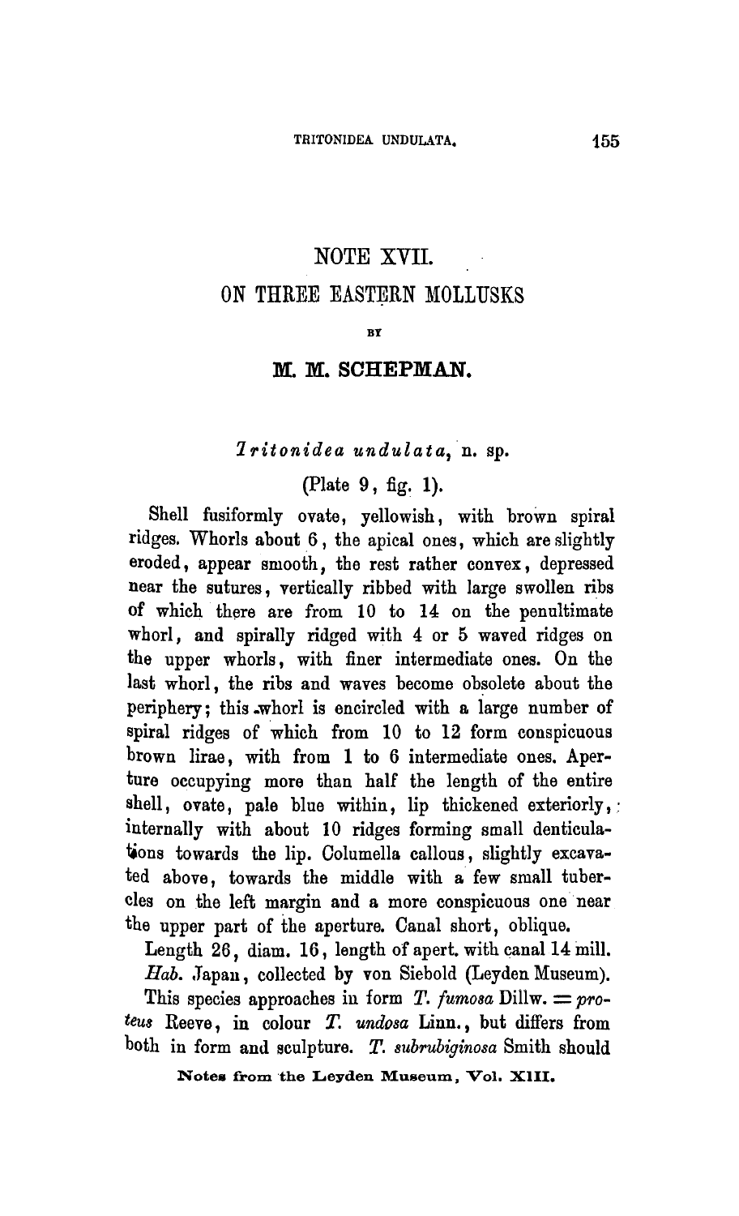# NOTE XVII.

## ON THREE EASTERN MOLLUSKS

BY

### M. M. SCHEPMAN.

*Tritonidea undulata*, n. sp.

(Plate 9, fig. 1).

Shell fusiformly ovate, yellowish, with brown spiral ridges. Whorls about 6, the apical ones, which are slightly eroded, appear smooth, the rest rather convex, depressed near the sutures, vertically ribbed with large swollen ribs of which there are from 10 to 14 on the penultimate whorl, and spirally ridged with 4 or 5 waved ridges on the upper whorls, with finer intermediate ones. On the last whorl, the ribs and waves become obsolete about the periphery; this whorl is encircled with a large number of spiral ridges of which from 10 to 12 form conspicuous brown lirae, with from 1 to 6 intermediate ones. Aperture occupying more than half the length of the entire shell, ovate, pale blue within, lip thickened exteriorly, internally with about 10 ridges forming small denticulations towards the lip. Columella callous, slightly excavated above, towards the middle with a few small tubercles on the left margin and a more conspicuous one near the upper part of the aperture. Canal short, oblique.

Length 26, diam. 16, length of apert. with canal 14 mill.

*Hab.* Japan, collected by von Siebold (Leyden Museum).

This species approaches in form *T. fumosa* Dillw. = *proteus* Reeve, in colour *T. undosa* Linn., but differs from both in form and sculpture. *T. subrubiginosa* Smith should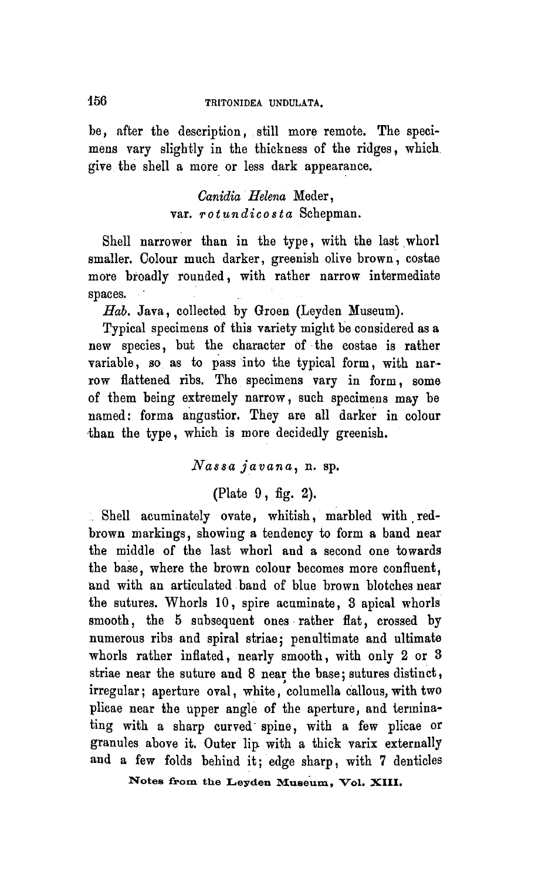be, after the description, still more remote. The specimens vary slightly in the thickness of the ridges, which give the shell a more or less dark appearance.

### *Canidia Helena* Meder, var. *rotundicosta* Schepman.

Shell narrower than in the type, with the last whorl smaller. Colour much darker, greenish olive brown, costae more broadly rounded, with rather narrow intermediate spaces.

*Hab.* Java, collected by Groen (Leyden Museum).

Typical specimens of this variety might be considered as a new species, but the character of the costae is rather variable, so as to pass into the typical form, with narrow flattened ribs. The specimens vary in form, some of them being extremely narrow, such specimens may be named: forma angustior. They are all darker in colour than the type, which is more decidedly greenish.

### *Nassa javana*, n. sp.

(Plate 9, fig. 2).

Shell acuminately ovate, whitish, marbled with red-brown markings, showing a tendency to form a band near the middle of the last whorl and a second one towards the base, where the brown colour becomes more confluent, and with an articulated band of blue brown blotches near the sutures. Whorls 10, spire acuminate, 3 apical whorls smooth, the 5 subsequent ones rather flat, crossed by numerous ribs and spiral striae; penultimate and ultimate whorls rather inflated, nearly smooth, with only 2 or 3 striae near the suture and 8 near the base; sutures distinct, irregular; aperture oval, white, columella callous, with two plicae near the upper angle of the aperture, and terminating with a sharp curved spine, with a few plicae or granules above it. Outer lip with a thick varix externally and a few folds behind it; edge sharp, with 7 denticles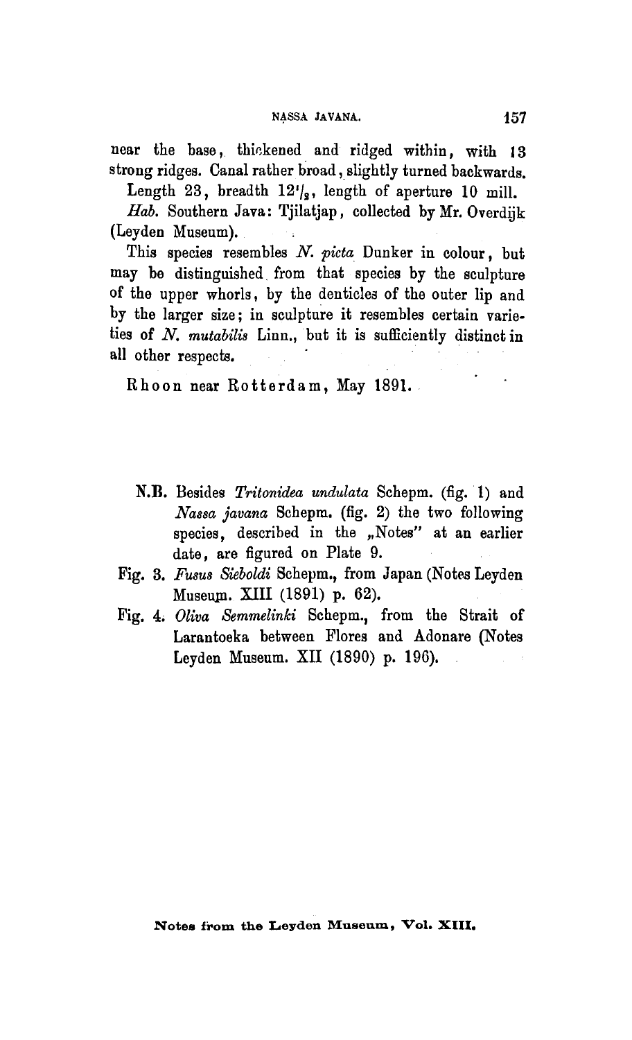near the base, thickened and ridged within, with 13 strong ridges. Canal rather broad, slightly turned backwards.

Length 23, breadth 12½, length of aperture 10 mill.

*Hab.* Southern Java: Tjilatjap, collected by Mr. Overdijk (Leyden Museum).

This species resembles *N. picta* Dunker in colour, but may be distinguished from that species by the sculpture of the upper whorls, by the denticles of the outer lip and by the larger size; in sculpture it resembles certain varieties of *N. mutabilis* Linn., but it is sufficiently distinct in all other respects.

Rhoon near Rotterdam, May 1891.

N.B. Besides *Tritonidea undulata* Schepm. (fig. 1) and *Nassa javana* Schepm. (fig. 2) the two following species, described in the „Notes" at an earlier date, are figured on Plate 9.

Fig. 3. *Fusus Sieboldi* Schepm., from Japan (Notes Leyden Museum. XIII (1891) p. 62).

Fig. 4. *Oliva Semmelinki* Schepm., from the Strait of Larantoeka between Flores and Adonare (Notes Leyden Museum. XII (1890) p. 196).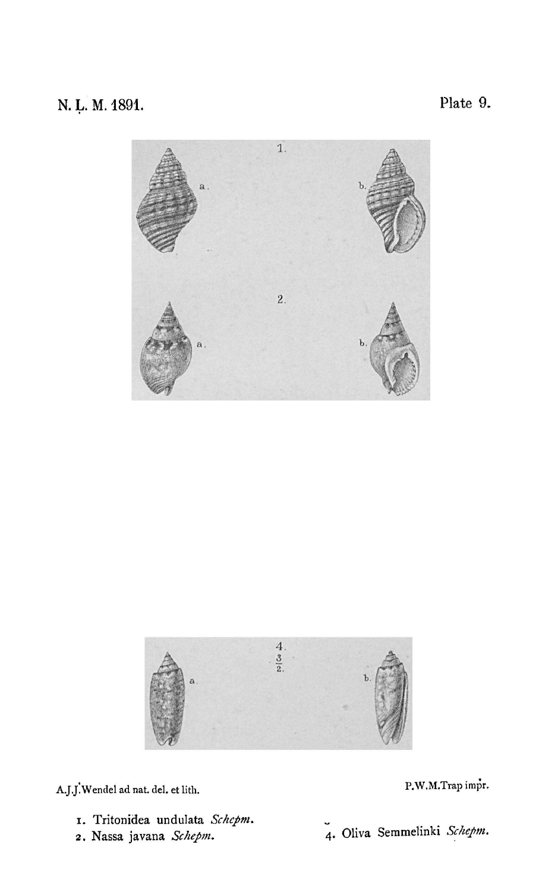N. L. M. 1891.

Plate 9.

1.

a.

b.

2.

a.

b.

4.

$\frac{3}{2}$.

a.

b.

A.J.J. Wendel ad nat. del. et lith.

P.W.M.Trap impr.

1. Tritonidea undulata *Schepm.*
2. Nassa javana *Schepm.*
4. Oliva Semmelinki *Schepm.*